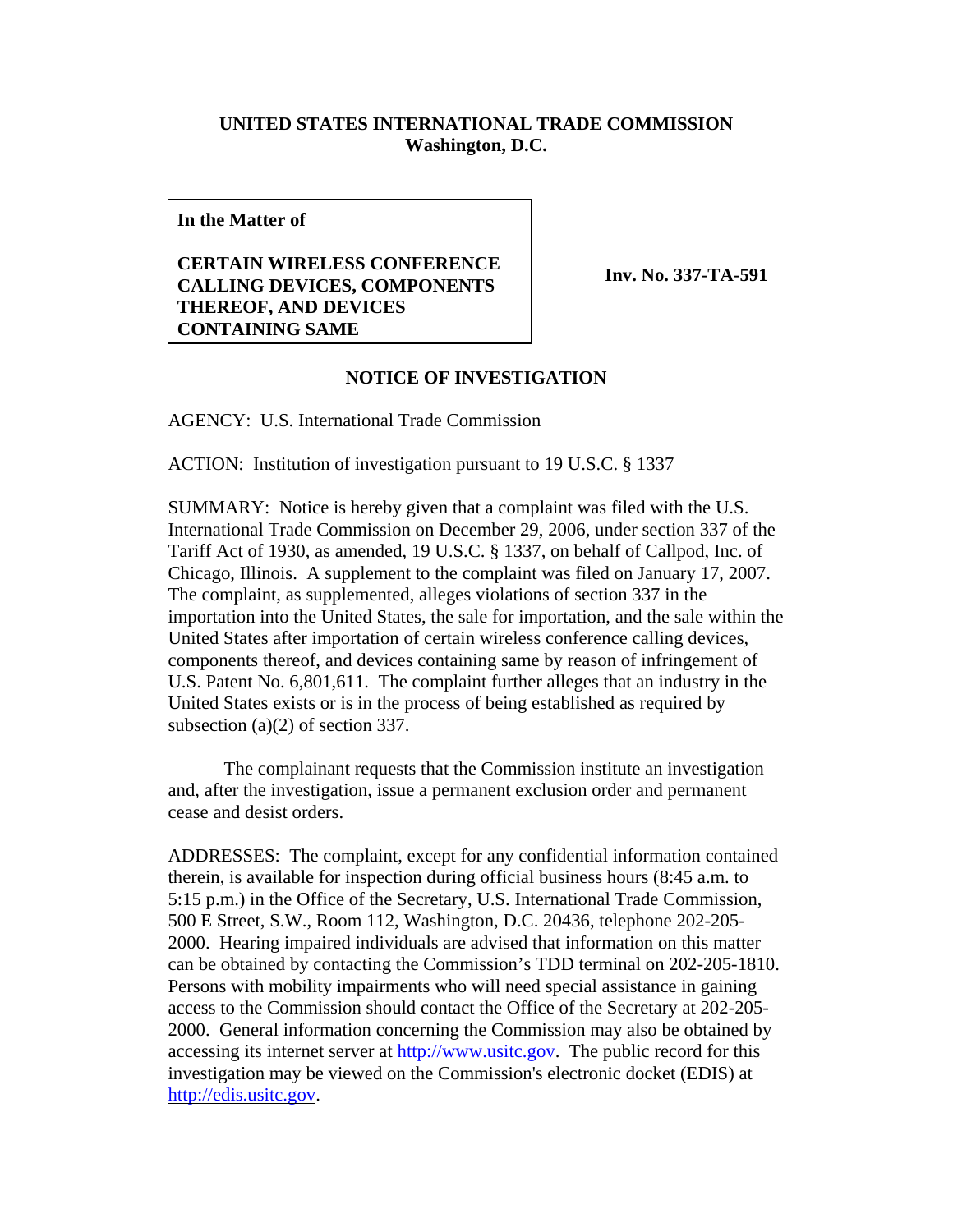**UNITED STATES INTERNATIONAL TRADE COMMISSION**
**Washington, D.C.**

| **In the Matter of**<br><br>**CERTAIN WIRELESS CONFERENCE CALLING DEVICES, COMPONENTS THEREOF, AND DEVICES CONTAINING SAME** | **Inv. No. 337-TA-591** |
|---|---|

## NOTICE OF INVESTIGATION

AGENCY: U.S. International Trade Commission

ACTION: Institution of investigation pursuant to 19 U.S.C. § 1337

SUMMARY: Notice is hereby given that a complaint was filed with the U.S. International Trade Commission on December 29, 2006, under section 337 of the Tariff Act of 1930, as amended, 19 U.S.C. § 1337, on behalf of Callpod, Inc. of Chicago, Illinois. A supplement to the complaint was filed on January 17, 2007. The complaint, as supplemented, alleges violations of section 337 in the importation into the United States, the sale for importation, and the sale within the United States after importation of certain wireless conference calling devices, components thereof, and devices containing same by reason of infringement of U.S. Patent No. 6,801,611. The complaint further alleges that an industry in the United States exists or is in the process of being established as required by subsection (a)(2) of section 337.

The complainant requests that the Commission institute an investigation and, after the investigation, issue a permanent exclusion order and permanent cease and desist orders.

ADDRESSES: The complaint, except for any confidential information contained therein, is available for inspection during official business hours (8:45 a.m. to 5:15 p.m.) in the Office of the Secretary, U.S. International Trade Commission, 500 E Street, S.W., Room 112, Washington, D.C. 20436, telephone 202-205-2000. Hearing impaired individuals are advised that information on this matter can be obtained by contacting the Commission's TDD terminal on 202-205-1810. Persons with mobility impairments who will need special assistance in gaining access to the Commission should contact the Office of the Secretary at 202-205-2000. General information concerning the Commission may also be obtained by accessing its internet server at http://www.usitc.gov. The public record for this investigation may be viewed on the Commission's electronic docket (EDIS) at http://edis.usitc.gov.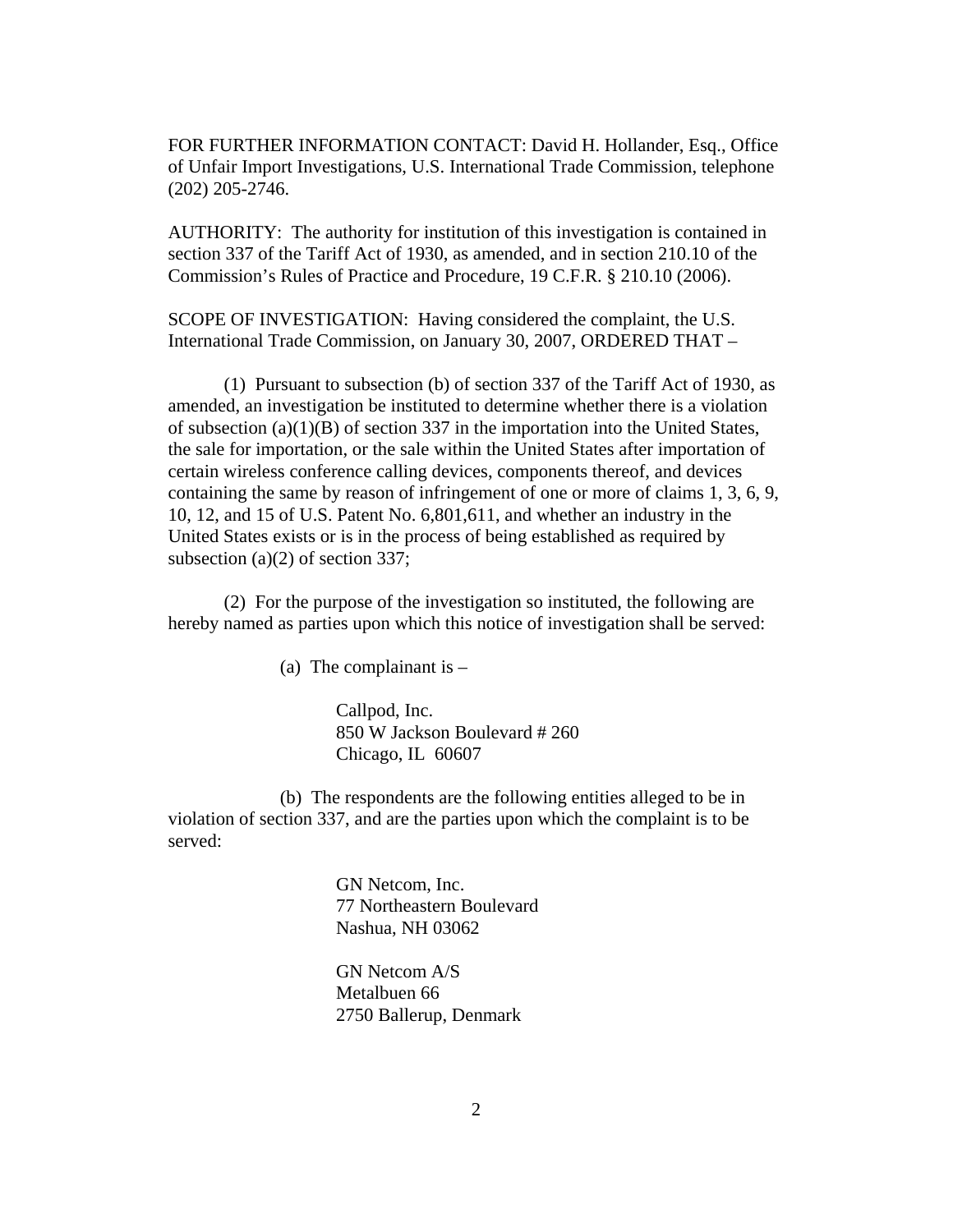FOR FURTHER INFORMATION CONTACT: David H. Hollander, Esq., Office of Unfair Import Investigations, U.S. International Trade Commission, telephone (202) 205-2746.

AUTHORITY: The authority for institution of this investigation is contained in section 337 of the Tariff Act of 1930, as amended, and in section 210.10 of the Commission's Rules of Practice and Procedure, 19 C.F.R. § 210.10 (2006).

SCOPE OF INVESTIGATION: Having considered the complaint, the U.S. International Trade Commission, on January 30, 2007, ORDERED THAT –

(1) Pursuant to subsection (b) of section 337 of the Tariff Act of 1930, as amended, an investigation be instituted to determine whether there is a violation of subsection (a)(1)(B) of section 337 in the importation into the United States, the sale for importation, or the sale within the United States after importation of certain wireless conference calling devices, components thereof, and devices containing the same by reason of infringement of one or more of claims 1, 3, 6, 9, 10, 12, and 15 of U.S. Patent No. 6,801,611, and whether an industry in the United States exists or is in the process of being established as required by subsection (a)(2) of section 337;

(2) For the purpose of the investigation so instituted, the following are hereby named as parties upon which this notice of investigation shall be served:

(a) The complainant is –

Callpod, Inc.
850 W Jackson Boulevard # 260
Chicago, IL 60607

(b) The respondents are the following entities alleged to be in violation of section 337, and are the parties upon which the complaint is to be served:

GN Netcom, Inc.
77 Northeastern Boulevard
Nashua, NH 03062

GN Netcom A/S
Metalbuen 66
2750 Ballerup, Denmark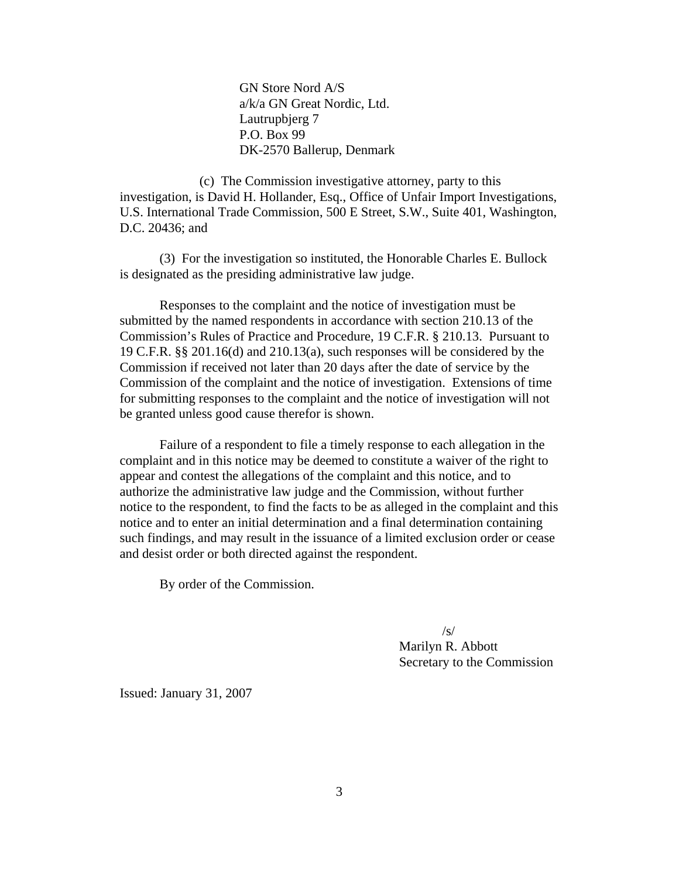GN Store Nord A/S
a/k/a GN Great Nordic, Ltd.
Lautrupbjerg 7
P.O. Box 99
DK-2570 Ballerup, Denmark

(c) The Commission investigative attorney, party to this investigation, is David H. Hollander, Esq., Office of Unfair Import Investigations, U.S. International Trade Commission, 500 E Street, S.W., Suite 401, Washington, D.C. 20436; and

(3) For the investigation so instituted, the Honorable Charles E. Bullock is designated as the presiding administrative law judge.

Responses to the complaint and the notice of investigation must be submitted by the named respondents in accordance with section 210.13 of the Commission's Rules of Practice and Procedure, 19 C.F.R. § 210.13. Pursuant to 19 C.F.R. §§ 201.16(d) and 210.13(a), such responses will be considered by the Commission if received not later than 20 days after the date of service by the Commission of the complaint and the notice of investigation. Extensions of time for submitting responses to the complaint and the notice of investigation will not be granted unless good cause therefor is shown.

Failure of a respondent to file a timely response to each allegation in the complaint and in this notice may be deemed to constitute a waiver of the right to appear and contest the allegations of the complaint and this notice, and to authorize the administrative law judge and the Commission, without further notice to the respondent, to find the facts to be as alleged in the complaint and this notice and to enter an initial determination and a final determination containing such findings, and may result in the issuance of a limited exclusion order or cease and desist order or both directed against the respondent.

By order of the Commission.

/s/
Marilyn R. Abbott
Secretary to the Commission

Issued: January 31, 2007